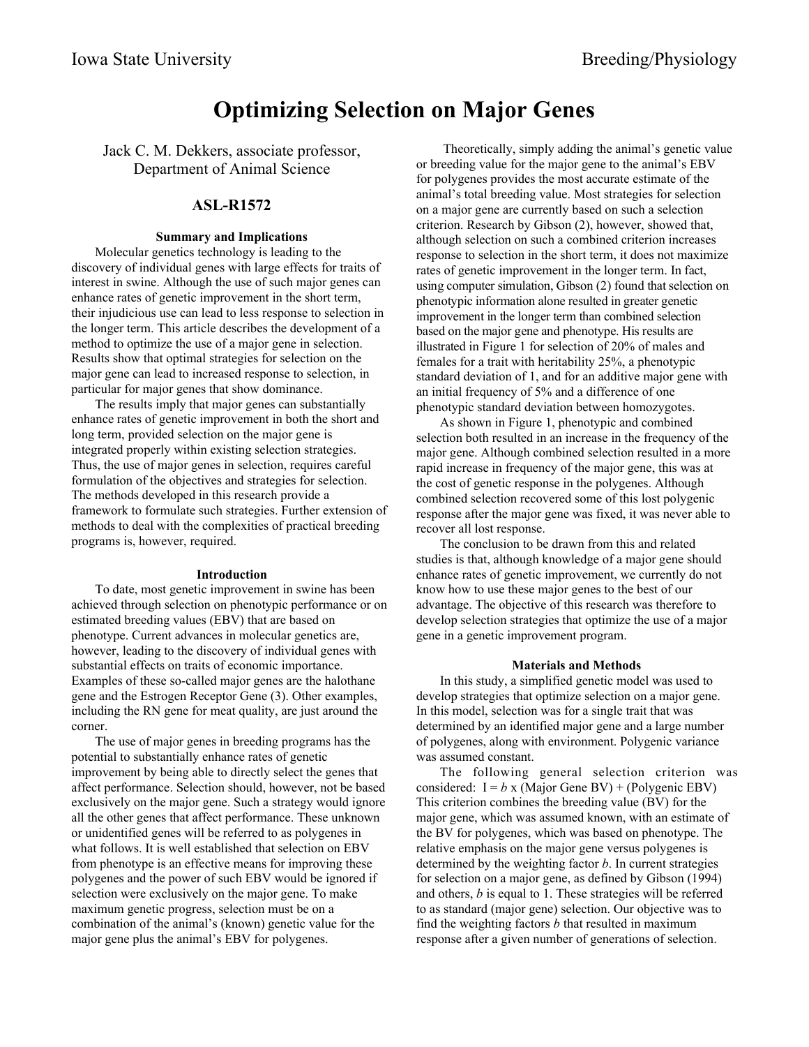Iowa State University Breeding/Physiology

# Optimizing Selection on Major Genes

Jack C. M. Dekkers, associate professor,
Department of Animal Science

## ASL-R1572

### Summary and Implications

Molecular genetics technology is leading to the discovery of individual genes with large effects for traits of interest in swine. Although the use of such major genes can enhance rates of genetic improvement in the short term, their injudicious use can lead to less response to selection in the longer term. This article describes the development of a method to optimize the use of a major gene in selection. Results show that optimal strategies for selection on the major gene can lead to increased response to selection, in particular for major genes that show dominance.

The results imply that major genes can substantially enhance rates of genetic improvement in both the short and long term, provided selection on the major gene is integrated properly within existing selection strategies. Thus, the use of major genes in selection, requires careful formulation of the objectives and strategies for selection. The methods developed in this research provide a framework to formulate such strategies. Further extension of methods to deal with the complexities of practical breeding programs is, however, required.

### Introduction

To date, most genetic improvement in swine has been achieved through selection on phenotypic performance or on estimated breeding values (EBV) that are based on phenotype. Current advances in molecular genetics are, however, leading to the discovery of individual genes with substantial effects on traits of economic importance. Examples of these so-called major genes are the halothane gene and the Estrogen Receptor Gene (3). Other examples, including the RN gene for meat quality, are just around the corner.

The use of major genes in breeding programs has the potential to substantially enhance rates of genetic improvement by being able to directly select the genes that affect performance. Selection should, however, not be based exclusively on the major gene. Such a strategy would ignore all the other genes that affect performance. These unknown or unidentified genes will be referred to as polygenes in what follows. It is well established that selection on EBV from phenotype is an effective means for improving these polygenes and the power of such EBV would be ignored if selection were exclusively on the major gene. To make maximum genetic progress, selection must be on a combination of the animal's (known) genetic value for the major gene plus the animal's EBV for polygenes.

Theoretically, simply adding the animal's genetic value or breeding value for the major gene to the animal's EBV for polygenes provides the most accurate estimate of the animal's total breeding value. Most strategies for selection on a major gene are currently based on such a selection criterion. Research by Gibson (2), however, showed that, although selection on such a combined criterion increases response to selection in the short term, it does not maximize rates of genetic improvement in the longer term. In fact, using computer simulation, Gibson (2) found that selection on phenotypic information alone resulted in greater genetic improvement in the longer term than combined selection based on the major gene and phenotype. His results are illustrated in Figure 1 for selection of 20% of males and females for a trait with heritability 25%, a phenotypic standard deviation of 1, and for an additive major gene with an initial frequency of 5% and a difference of one phenotypic standard deviation between homozygotes.

As shown in Figure 1, phenotypic and combined selection both resulted in an increase in the frequency of the major gene. Although combined selection resulted in a more rapid increase in frequency of the major gene, this was at the cost of genetic response in the polygenes. Although combined selection recovered some of this lost polygenic response after the major gene was fixed, it was never able to recover all lost response.

The conclusion to be drawn from this and related studies is that, although knowledge of a major gene should enhance rates of genetic improvement, we currently do not know how to use these major genes to the best of our advantage. The objective of this research was therefore to develop selection strategies that optimize the use of a major gene in a genetic improvement program.

### Materials and Methods

In this study, a simplified genetic model was used to develop strategies that optimize selection on a major gene. In this model, selection was for a single trait that was determined by an identified major gene and a large number of polygenes, along with environment. Polygenic variance was assumed constant.

The following general selection criterion was considered: $I = b \times (\text{Major Gene BV}) + (\text{Polygenic EBV})$ This criterion combines the breeding value (BV) for the major gene, which was assumed known, with an estimate of the BV for polygenes, which was based on phenotype. The relative emphasis on the major gene versus polygenes is determined by the weighting factor $b$. In current strategies for selection on a major gene, as defined by Gibson (1994) and others, $b$ is equal to 1. These strategies will be referred to as standard (major gene) selection. Our objective was to find the weighting factors $b$ that resulted in maximum response after a given number of generations of selection.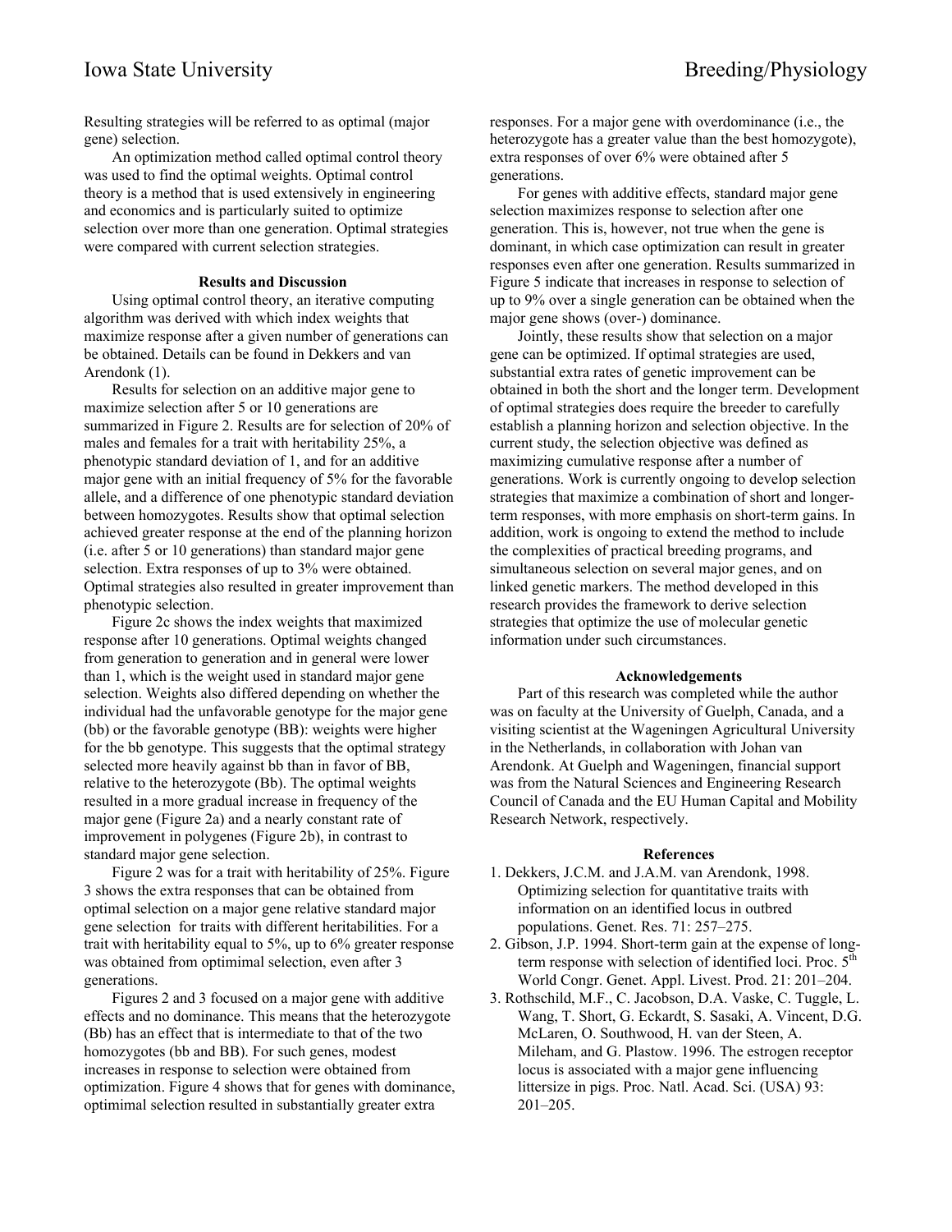Resulting strategies will be referred to as optimal (major gene) selection.

An optimization method called optimal control theory was used to find the optimal weights. Optimal control theory is a method that is used extensively in engineering and economics and is particularly suited to optimize selection over more than one generation. Optimal strategies were compared with current selection strategies.

## Results and Discussion

Using optimal control theory, an iterative computing algorithm was derived with which index weights that maximize response after a given number of generations can be obtained. Details can be found in Dekkers and van Arendonk (1).

Results for selection on an additive major gene to maximize selection after 5 or 10 generations are summarized in Figure 2. Results are for selection of 20% of males and females for a trait with heritability 25%, a phenotypic standard deviation of 1, and for an additive major gene with an initial frequency of 5% for the favorable allele, and a difference of one phenotypic standard deviation between homozygotes. Results show that optimal selection achieved greater response at the end of the planning horizon (i.e. after 5 or 10 generations) than standard major gene selection. Extra responses of up to 3% were obtained. Optimal strategies also resulted in greater improvement than phenotypic selection.

Figure 2c shows the index weights that maximized response after 10 generations. Optimal weights changed from generation to generation and in general were lower than 1, which is the weight used in standard major gene selection. Weights also differed depending on whether the individual had the unfavorable genotype for the major gene (bb) or the favorable genotype (BB): weights were higher for the bb genotype. This suggests that the optimal strategy selected more heavily against bb than in favor of BB, relative to the heterozygote (Bb). The optimal weights resulted in a more gradual increase in frequency of the major gene (Figure 2a) and a nearly constant rate of improvement in polygenes (Figure 2b), in contrast to standard major gene selection.

Figure 2 was for a trait with heritability of 25%. Figure 3 shows the extra responses that can be obtained from optimal selection on a major gene relative standard major gene selection for traits with different heritabilities. For a trait with heritability equal to 5%, up to 6% greater response was obtained from optimimal selection, even after 3 generations.

Figures 2 and 3 focused on a major gene with additive effects and no dominance. This means that the heterozygote (Bb) has an effect that is intermediate to that of the two homozygotes (bb and BB). For such genes, modest increases in response to selection were obtained from optimization. Figure 4 shows that for genes with dominance, optimimal selection resulted in substantially greater extra responses. For a major gene with overdominance (i.e., the heterozygote has a greater value than the best homozygote), extra responses of over 6% were obtained after 5 generations.

For genes with additive effects, standard major gene selection maximizes response to selection after one generation. This is, however, not true when the gene is dominant, in which case optimization can result in greater responses even after one generation. Results summarized in Figure 5 indicate that increases in response to selection of up to 9% over a single generation can be obtained when the major gene shows (over-) dominance.

Jointly, these results show that selection on a major gene can be optimized. If optimal strategies are used, substantial extra rates of genetic improvement can be obtained in both the short and the longer term. Development of optimal strategies does require the breeder to carefully establish a planning horizon and selection objective. In the current study, the selection objective was defined as maximizing cumulative response after a number of generations. Work is currently ongoing to develop selection strategies that maximize a combination of short and longer-term responses, with more emphasis on short-term gains. In addition, work is ongoing to extend the method to include the complexities of practical breeding programs, and simultaneous selection on several major genes, and on linked genetic markers. The method developed in this research provides the framework to derive selection strategies that optimize the use of molecular genetic information under such circumstances.

## Acknowledgements

Part of this research was completed while the author was on faculty at the University of Guelph, Canada, and a visiting scientist at the Wageningen Agricultural University in the Netherlands, in collaboration with Johan van Arendonk. At Guelph and Wageningen, financial support was from the Natural Sciences and Engineering Research Council of Canada and the EU Human Capital and Mobility Research Network, respectively.

## References

1. Dekkers, J.C.M. and J.A.M. van Arendonk, 1998. Optimizing selection for quantitative traits with information on an identified locus in outbred populations. Genet. Res. 71: 257–275.
2. Gibson, J.P. 1994. Short-term gain at the expense of long-term response with selection of identified loci. Proc. 5th World Congr. Genet. Appl. Livest. Prod. 21: 201–204.
3. Rothschild, M.F., C. Jacobson, D.A. Vaske, C. Tuggle, L. Wang, T. Short, G. Eckardt, S. Sasaki, A. Vincent, D.G. McLaren, O. Southwood, H. van der Steen, A. Mileham, and G. Plastow. 1996. The estrogen receptor locus is associated with a major gene influencing littersize in pigs. Proc. Natl. Acad. Sci. (USA) 93: 201–205.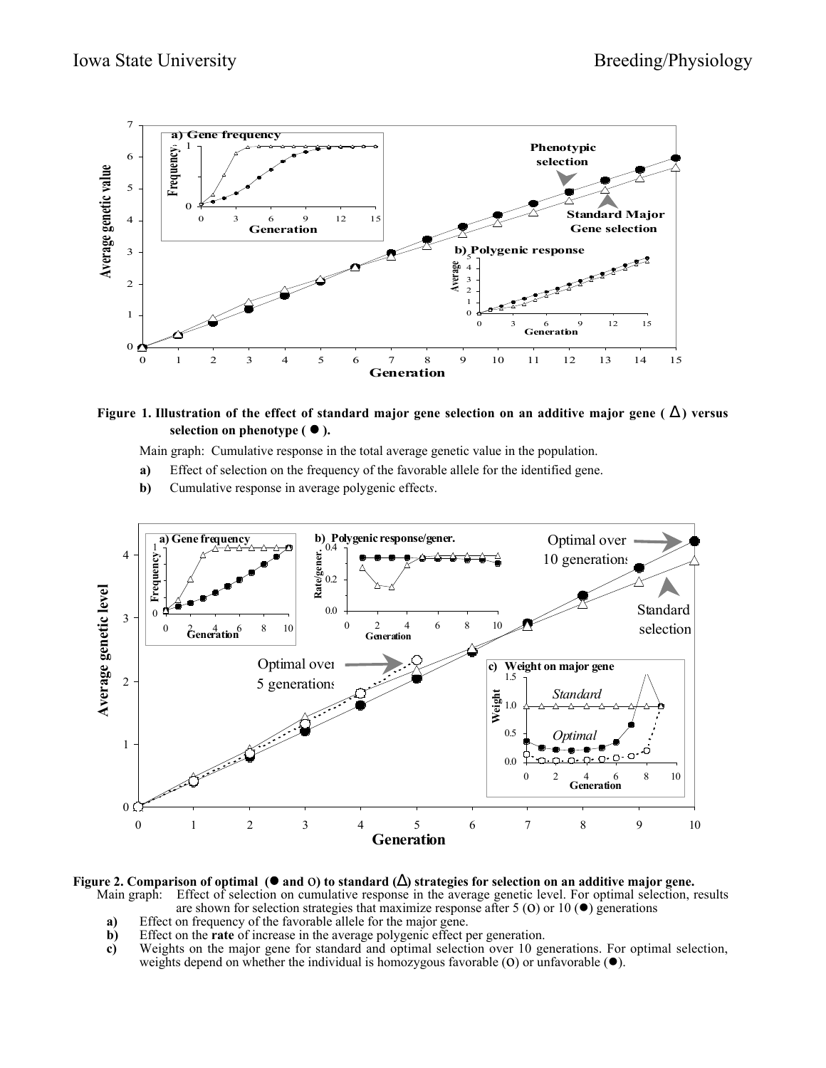7

a) Gene frequency

Frequency

1

0

0 3 6 9 12 15

Generation

Phenotypic selection

Standard Major Gene selection

Average genetic value

6

5

4

3

2

1

0

b) Polygenic response

Average

5 4 3 2 1 0

0 3 6 9 12 15

Generation

0 1 2 3 4 5 6 7 8 9 10 11 12 13 14 15

Generation

**Figure 1. Illustration of the effect of standard major gene selection on an additive major gene ( Δ ) versus selection on phenotype ( ● ).**

Main graph: Cumulative response in the total average genetic value in the population.

**a)** Effect of selection on the frequency of the favorable allele for the identified gene.

**b)** Cumulative response in average polygenic effect*s*.

a) Gene frequency

Frequency

1

0

0 2 4 6 8 10

Generation

b) Polygenic response/gener.

Rate/gener.

0.4

0.2

0.0

0 2 4 6 8 10

Generation

Optimal over 10 generations

Standard selection

Optimal over 5 generations

c) Weight on major gene

Weight

1.5

1.0

0.5

0.0

*Standard*

*Optimal*

0 2 4 6 8 10

Generation

Average genetic level

4

3

2

1

0

0 1 2 3 4 5 6 7 8 9 10

Generation

**Figure 2. Comparison of optimal (● and O) to standard (Δ) strategies for selection on an additive major gene.**

Main graph: Effect of selection on cumulative response in the average genetic level. For optimal selection, results are shown for selection strategies that maximize response after 5 (O) or 10 (●) generations

**a)** Effect on frequency of the favorable allele for the major gene.

**b)** Effect on the **rate** of increase in the average polygenic effect per generation.

**c)** Weights on the major gene for standard and optimal selection over 10 generations. For optimal selection, weights depend on whether the individual is homozygous favorable (O) or unfavorable (●).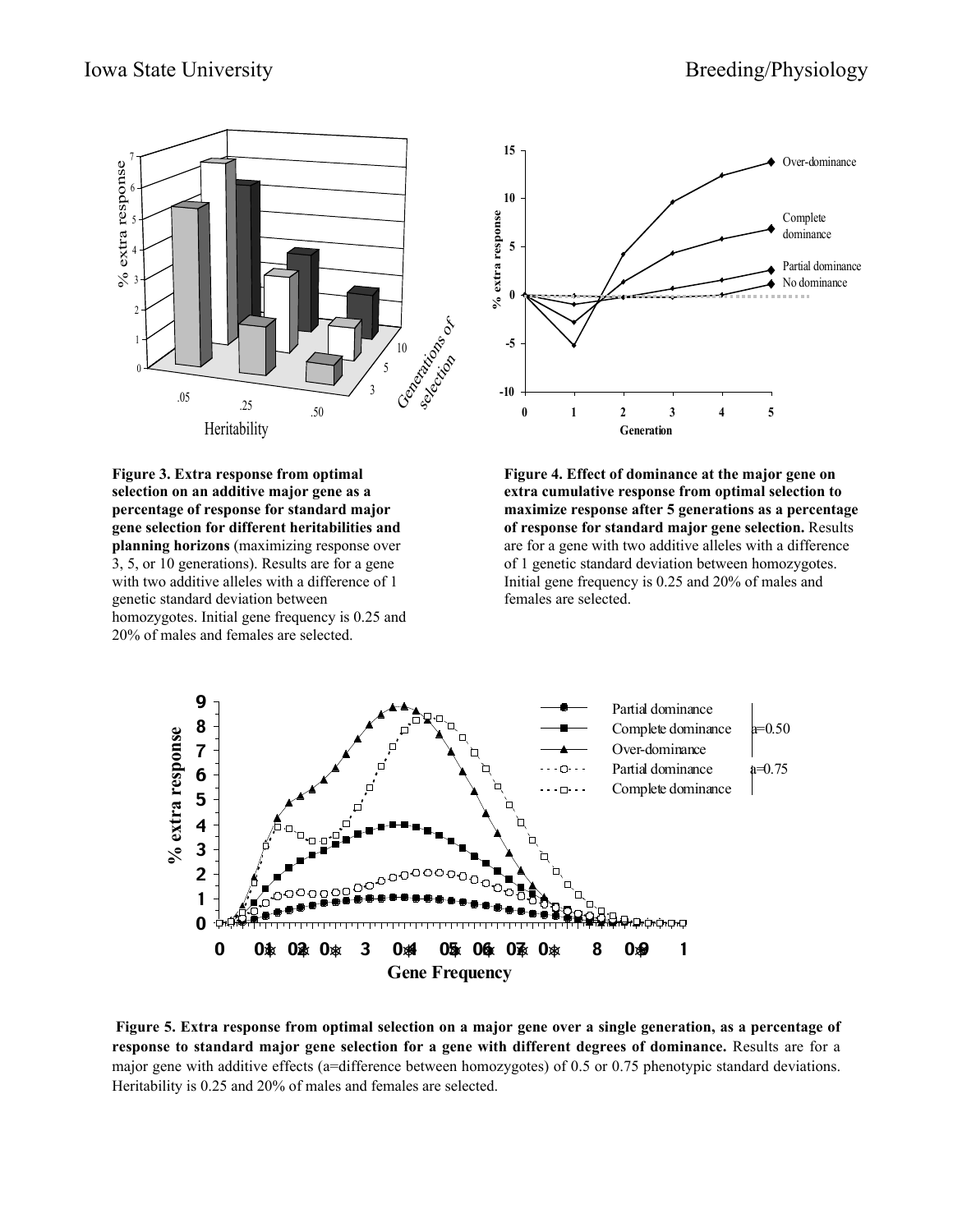% extra response

7
6
5
4
3
2
1
0

.05
.25
.50

Heritability

3
5
10

Generations of selection

**Figure 3. Extra response from optimal selection on an additive major gene as a percentage of response for standard major gene selection for different heritabilities and planning horizons** (maximizing response over 3, 5, or 10 generations). Results are for a gene with two additive alleles with a difference of 1 genetic standard deviation between homozygotes. Initial gene frequency is 0.25 and 20% of males and females are selected.

% extra response

15
10
5
0
-5
-10

0
1
2
3
4
5

Generation

Over-dominance
Complete dominance
Partial dominance
No dominance

**Figure 4. Effect of dominance at the major gene on extra cumulative response from optimal selection to maximize response after 5 generations as a percentage of response for standard major gene selection.** Results are for a gene with two additive alleles with a difference of 1 genetic standard deviation between homozygotes. Initial gene frequency is 0.25 and 20% of males and females are selected.

% extra response

9
8
7
6
5
4
3
2
1
0

0
01
02
0
3
04
05
06
07
0
8
09
1

Gene Frequency

Partial dominance
Complete dominance
Over-dominance
a=0.50

Partial dominance
Complete dominance
a=0.75

**Figure 5. Extra response from optimal selection on a major gene over a single generation, as a percentage of response to standard major gene selection for a gene with different degrees of dominance.** Results are for a major gene with additive effects (a=difference between homozygotes) of 0.5 or 0.75 phenotypic standard deviations. Heritability is 0.25 and 20% of males and females are selected.